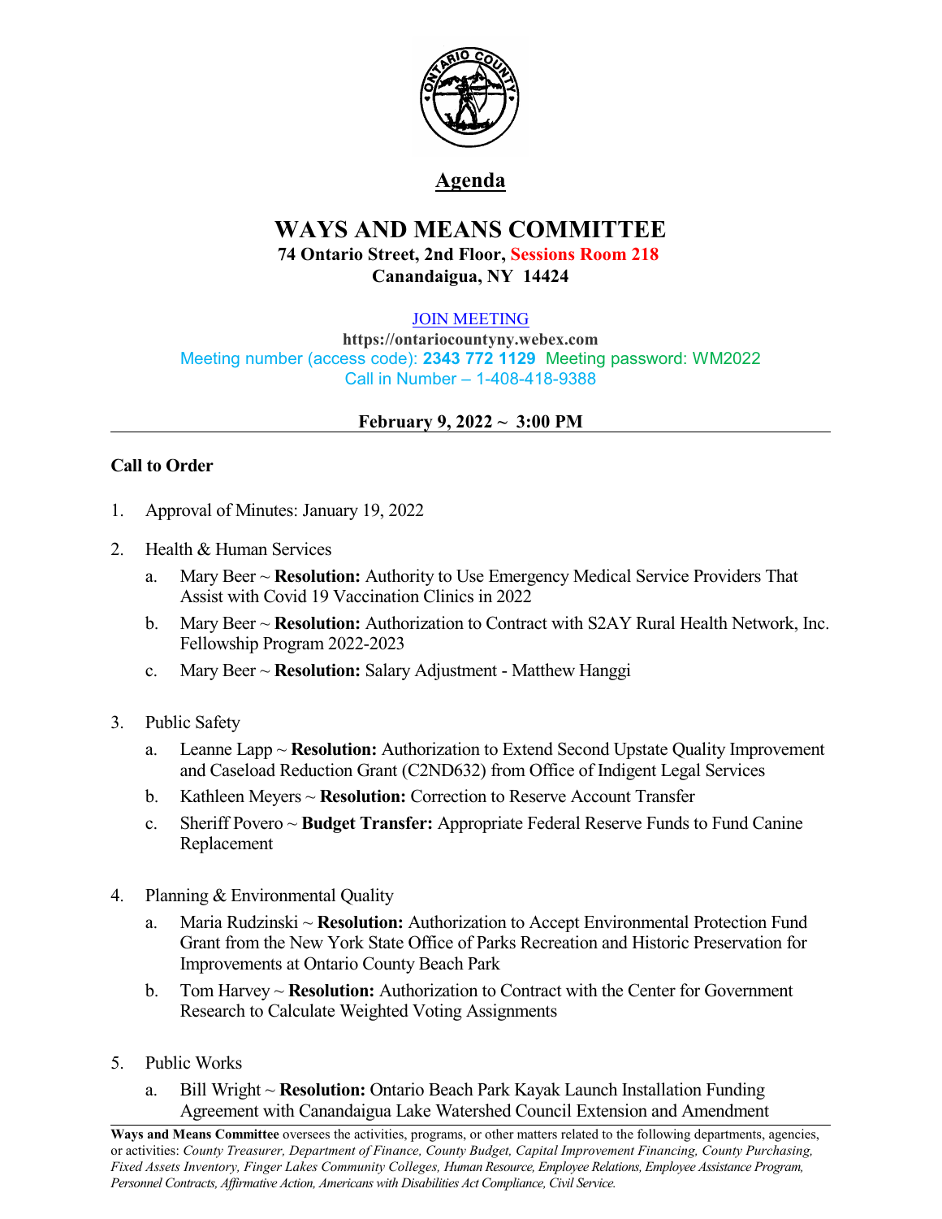# Agenda

## WAYS AND MEANS COMMITTEE

**74 Ontario Street, 2nd Floor, Sessions Room 218**
**Canandaigua, NY 14424**

JOIN MEETING
**https://ontariocountyny.webex.com**
Meeting number (access code): **2343 772 1129** Meeting password: WM2022
Call in Number – 1-408-418-9388

**February 9, 2022 ~ 3:00 PM**

---

**Call to Order**

1. Approval of Minutes: January 19, 2022

2. Health & Human Services
   a. Mary Beer ~ **Resolution:** Authority to Use Emergency Medical Service Providers That Assist with Covid 19 Vaccination Clinics in 2022
   b. Mary Beer ~ **Resolution:** Authorization to Contract with S2AY Rural Health Network, Inc. Fellowship Program 2022-2023
   c. Mary Beer ~ **Resolution:** Salary Adjustment - Matthew Hanggi

3. Public Safety
   a. Leanne Lapp ~ **Resolution:** Authorization to Extend Second Upstate Quality Improvement and Caseload Reduction Grant (C2ND632) from Office of Indigent Legal Services
   b. Kathleen Meyers ~ **Resolution:** Correction to Reserve Account Transfer
   c. Sheriff Povero ~ **Budget Transfer:** Appropriate Federal Reserve Funds to Fund Canine Replacement

4. Planning & Environmental Quality
   a. Maria Rudzinski ~ **Resolution:** Authorization to Accept Environmental Protection Fund Grant from the New York State Office of Parks Recreation and Historic Preservation for Improvements at Ontario County Beach Park
   b. Tom Harvey ~ **Resolution:** Authorization to Contract with the Center for Government Research to Calculate Weighted Voting Assignments

5. Public Works
   a. Bill Wright ~ **Resolution:** Ontario Beach Park Kayak Launch Installation Funding Agreement with Canandaigua Lake Watershed Council Extension and Amendment

---

**Ways and Means Committee** oversees the activities, programs, or other matters related to the following departments, agencies, or activities: *County Treasurer, Department of Finance, County Budget, Capital Improvement Financing, County Purchasing, Fixed Assets Inventory, Finger Lakes Community Colleges, Human Resource, Employee Relations, Employee Assistance Program, Personnel Contracts, Affirmative Action, Americans with Disabilities Act Compliance, Civil Service.*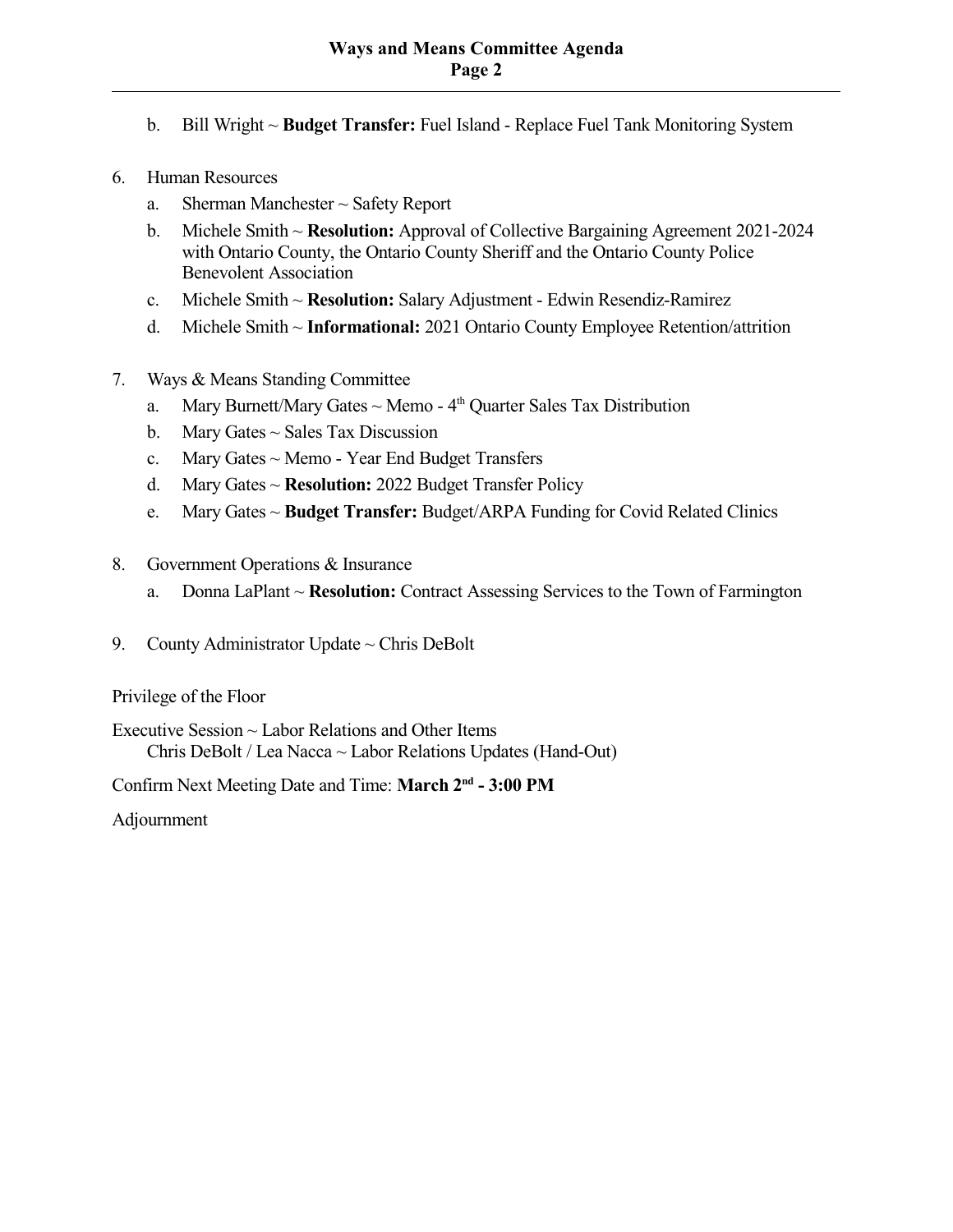b. Bill Wright ~ **Budget Transfer:** Fuel Island - Replace Fuel Tank Monitoring System

6. Human Resources
   a. Sherman Manchester ~ Safety Report
   b. Michele Smith ~ **Resolution:** Approval of Collective Bargaining Agreement 2021-2024 with Ontario County, the Ontario County Sheriff and the Ontario County Police Benevolent Association
   c. Michele Smith ~ **Resolution:** Salary Adjustment - Edwin Resendiz-Ramirez
   d. Michele Smith ~ **Informational:** 2021 Ontario County Employee Retention/attrition

7. Ways & Means Standing Committee
   a. Mary Burnett/Mary Gates ~ Memo - 4th Quarter Sales Tax Distribution
   b. Mary Gates ~ Sales Tax Discussion
   c. Mary Gates ~ Memo - Year End Budget Transfers
   d. Mary Gates ~ **Resolution:** 2022 Budget Transfer Policy
   e. Mary Gates ~ **Budget Transfer:** Budget/ARPA Funding for Covid Related Clinics

8. Government Operations & Insurance
   a. Donna LaPlant ~ **Resolution:** Contract Assessing Services to the Town of Farmington

9. County Administrator Update ~ Chris DeBolt

Privilege of the Floor

Executive Session ~ Labor Relations and Other Items
Chris DeBolt / Lea Nacca ~ Labor Relations Updates (Hand-Out)

Confirm Next Meeting Date and Time: **March 2nd - 3:00 PM**

Adjournment